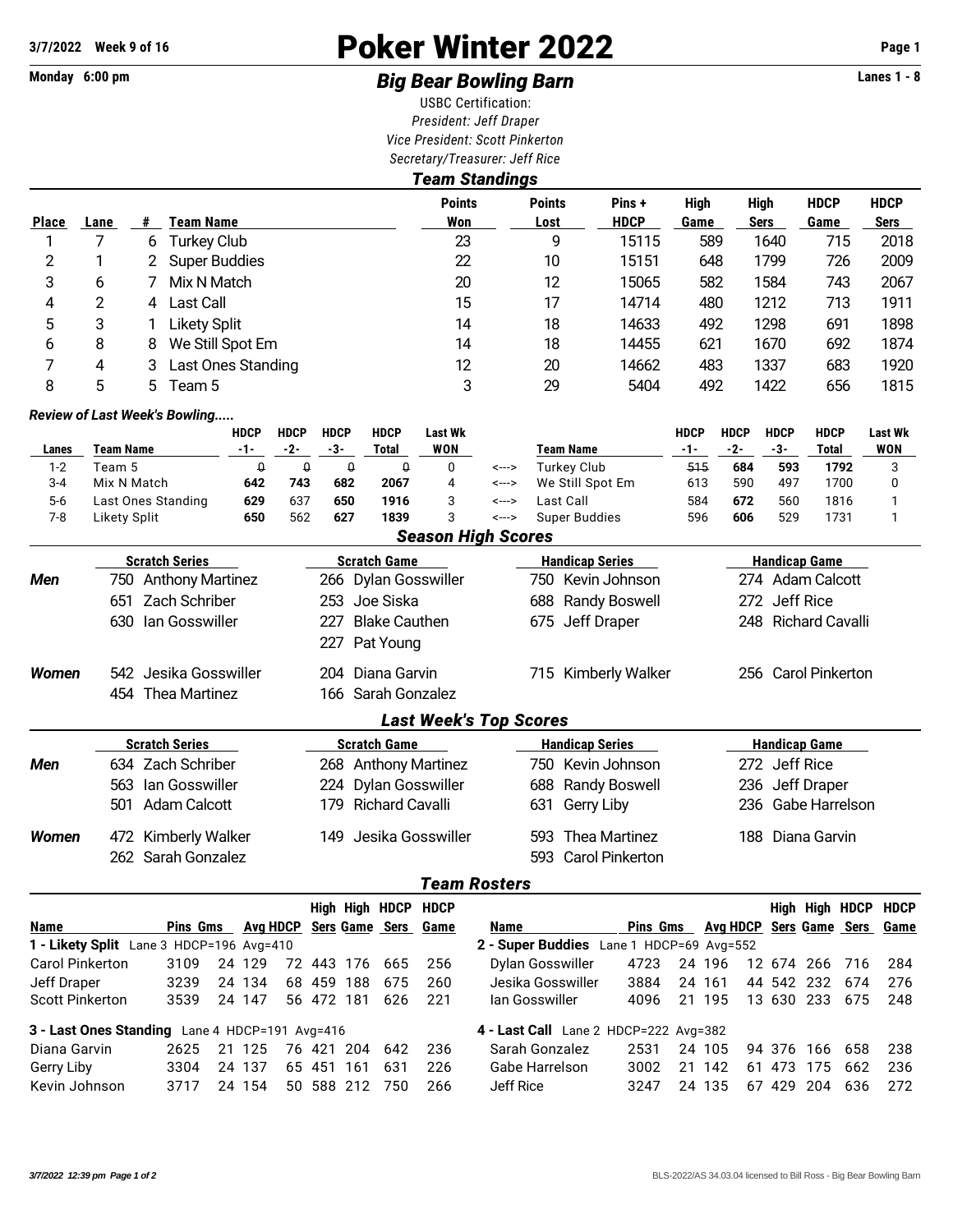# Poker Winter 2022

3/7/2022 Week 9 of 16

Monday 6:00 pm

## *Big Bear Bowling Barn*

Lanes 1 - 8

USBC Certification:
*President: Jeff Draper*
*Vice President: Scott Pinkerton*
*Secretary/Treasurer: Jeff Rice*

### *Team Standings*

| Place | Lane | # | Team Name | Points Won | Points Lost | Pins + HDCP | High Game | High Sers | HDCP Game | HDCP Sers |
|---|---|---|---|---|---|---|---|---|---|---|
| 1 | 7 | 6 | Turkey Club | 23 | 9 | 15115 | 589 | 1640 | 715 | 2018 |
| 2 | 1 | 2 | Super Buddies | 22 | 10 | 15151 | 648 | 1799 | 726 | 2009 |
| 3 | 6 | 7 | Mix N Match | 20 | 12 | 15065 | 582 | 1584 | 743 | 2067 |
| 4 | 2 | 4 | Last Call | 15 | 17 | 14714 | 480 | 1212 | 713 | 1911 |
| 5 | 3 | 1 | Likety Split | 14 | 18 | 14633 | 492 | 1298 | 691 | 1898 |
| 6 | 8 | 8 | We Still Spot Em | 14 | 18 | 14455 | 621 | 1670 | 692 | 1874 |
| 7 | 4 | 3 | Last Ones Standing | 12 | 20 | 14662 | 483 | 1337 | 683 | 1920 |
| 8 | 5 | 5 | Team 5 | 3 | 29 | 5404 | 492 | 1422 | 656 | 1815 |

### *Review of Last Week's Bowling.....*

| Lanes | Team Name | HDCP -1- | HDCP -2- | HDCP -3- | HDCP Total | Last Wk WON | | Team Name | HDCP -1- | HDCP -2- | HDCP -3- | HDCP Total | Last Wk WON |
|---|---|---|---|---|---|---|---|---|---|---|---|---|---|
| 1-2 | Team 5 | ~~0~~ | ~~0~~ | ~~0~~ | ~~0~~ | 0 | <---> | Turkey Club | ~~515~~ | **684** | **593** | **1792** | 3 |
| 3-4 | Mix N Match | **642** | **743** | **682** | **2067** | 4 | <---> | We Still Spot Em | 613 | 590 | 497 | 1700 | 0 |
| 5-6 | Last Ones Standing | **629** | 637 | **650** | **1916** | 3 | <---> | Last Call | 584 | **672** | 560 | 1816 | 1 |
| 7-8 | Likety Split | **650** | 562 | **627** | **1839** | 3 | <---> | Super Buddies | 596 | **606** | 529 | 1731 | 1 |

### *Season High Scores*

| | Scratch Series | Scratch Game | Handicap Series | Handicap Game |
|---|---|---|---|---|
| ***Men*** | 750 Anthony Martinez | 266 Dylan Gosswiller | 750 Kevin Johnson | 274 Adam Calcott |
| | 651 Zach Schriber | 253 Joe Siska | 688 Randy Boswell | 272 Jeff Rice |
| | 630 Ian Gosswiller | 227 Blake Cauthen | 675 Jeff Draper | 248 Richard Cavalli |
| | | 227 Pat Young | | |
| ***Women*** | 542 Jesika Gosswiller | 204 Diana Garvin | 715 Kimberly Walker | 256 Carol Pinkerton |
| | 454 Thea Martinez | 166 Sarah Gonzalez | | |

### *Last Week's Top Scores*

| | Scratch Series | Scratch Game | Handicap Series | Handicap Game |
|---|---|---|---|---|
| ***Men*** | 634 Zach Schriber | 268 Anthony Martinez | 750 Kevin Johnson | 272 Jeff Rice |
| | 563 Ian Gosswiller | 224 Dylan Gosswiller | 688 Randy Boswell | 236 Jeff Draper |
| | 501 Adam Calcott | 179 Richard Cavalli | 631 Gerry Liby | 236 Gabe Harrelson |
| ***Women*** | 472 Kimberly Walker | 149 Jesika Gosswiller | 593 Thea Martinez | 188 Diana Garvin |
| | 262 Sarah Gonzalez | | 593 Carol Pinkerton | |

### *Team Rosters*

| Name | Pins | Gms | Avg | HDCP | High Sers | High Game | HDCP Sers | HDCP Game |
|---|---|---|---|---|---|---|---|---|
| **1 - Likety Split** Lane 3 HDCP=196 Avg=410 | | | | | | | | |
| Carol Pinkerton | 3109 | 24 | 129 | 72 | 443 | 176 | 665 | 256 |
| Jeff Draper | 3239 | 24 | 134 | 68 | 459 | 188 | 675 | 260 |
| Scott Pinkerton | 3539 | 24 | 147 | 56 | 472 | 181 | 626 | 221 |
| **2 - Super Buddies** Lane 1 HDCP=69 Avg=552 | | | | | | | | |
| Dylan Gosswiller | 4723 | 24 | 196 | 12 | 674 | 266 | 716 | 284 |
| Jesika Gosswiller | 3884 | 24 | 161 | 44 | 542 | 232 | 674 | 276 |
| Ian Gosswiller | 4096 | 21 | 195 | 13 | 630 | 233 | 675 | 248 |
| **3 - Last Ones Standing** Lane 4 HDCP=191 Avg=416 | | | | | | | | |
| Diana Garvin | 2625 | 21 | 125 | 76 | 421 | 204 | 642 | 236 |
| Gerry Liby | 3304 | 24 | 137 | 65 | 451 | 161 | 631 | 226 |
| Kevin Johnson | 3717 | 24 | 154 | 50 | 588 | 212 | 750 | 266 |
| **4 - Last Call** Lane 2 HDCP=222 Avg=382 | | | | | | | | |
| Sarah Gonzalez | 2531 | 24 | 105 | 94 | 376 | 166 | 658 | 238 |
| Gabe Harrelson | 3002 | 21 | 142 | 61 | 473 | 175 | 662 | 236 |
| Jeff Rice | 3247 | 24 | 135 | 67 | 429 | 204 | 636 | 272 |

*3/7/2022 12:39 pm Page 1 of 2*

BLS-2022/AS 34.03.04 licensed to Bill Ross - Big Bear Bowling Barn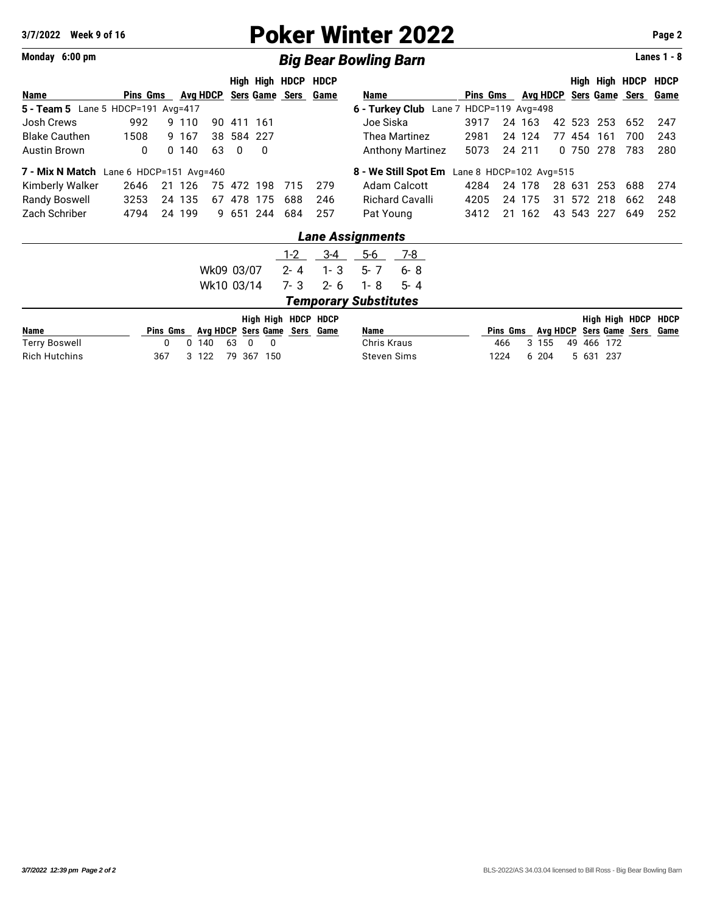# Poker Winter 2022

**Monday 6:00 pm**

## *Big Bear Bowling Barn*

**Lanes 1 - 8**

| Name | Pins | Gms | Avg | HDCP | High Sers | High Game | HDCP Sers | HDCP Game |
|---|---|---|---|---|---|---|---|---|
| **5 - Team 5** Lane 5 HDCP=191 Avg=417 | | | | | | | | |
| Josh Crews | 992 | 9 | 110 | 90 | 411 | 161 | | |
| Blake Cauthen | 1508 | 9 | 167 | 38 | 584 | 227 | | |
| Austin Brown | 0 | 0 | 140 | 63 | 0 | 0 | | |
| **7 - Mix N Match** Lane 6 HDCP=151 Avg=460 | | | | | | | | |
| Kimberly Walker | 2646 | 21 | 126 | 75 | 472 | 198 | 715 | 279 |
| Randy Boswell | 3253 | 24 | 135 | 67 | 478 | 175 | 688 | 246 |
| Zach Schriber | 4794 | 24 | 199 | 9 | 651 | 244 | 684 | 257 |

| Name | Pins | Gms | Avg | HDCP | High Sers | High Game | HDCP Sers | HDCP Game |
|---|---|---|---|---|---|---|---|---|
| **6 - Turkey Club** Lane 7 HDCP=119 Avg=498 | | | | | | | | |
| Joe Siska | 3917 | 24 | 163 | 42 | 523 | 253 | 652 | 247 |
| Thea Martinez | 2981 | 24 | 124 | 77 | 454 | 161 | 700 | 243 |
| Anthony Martinez | 5073 | 24 | 211 | 0 | 750 | 278 | 783 | 280 |
| **8 - We Still Spot Em** Lane 8 HDCP=102 Avg=515 | | | | | | | | |
| Adam Calcott | 4284 | 24 | 178 | 28 | 631 | 253 | 688 | 274 |
| Richard Cavalli | 4205 | 24 | 175 | 31 | 572 | 218 | 662 | 248 |
| Pat Young | 3412 | 21 | 162 | 43 | 543 | 227 | 649 | 252 |

### *Lane Assignments*

| | 1-2 | 3-4 | 5-6 | 7-8 |
|---|---|---|---|---|
| Wk09 03/07 | 2- 4 | 1- 3 | 5- 7 | 6- 8 |
| Wk10 03/14 | 7- 3 | 2- 6 | 1- 8 | 5- 4 |

### *Temporary Substitutes*

| Name | Pins | Gms | Avg | HDCP | High Sers | High Game | HDCP Sers | HDCP Game |
|---|---|---|---|---|---|---|---|---|
| Terry Boswell | 0 | 0 | 140 | 63 | 0 | 0 | | |
| Rich Hutchins | 367 | 3 | 122 | 79 | 367 | 150 | | |
| Chris Kraus | 466 | 3 | 155 | 49 | 466 | 172 | | |
| Steven Sims | 1224 | 6 | 204 | 5 | 631 | 237 | | |

*3/7/2022 12:39 pm Page 2 of 2*

BLS-2022/AS 34.03.04 licensed to Bill Ross - Big Bear Bowling Barn